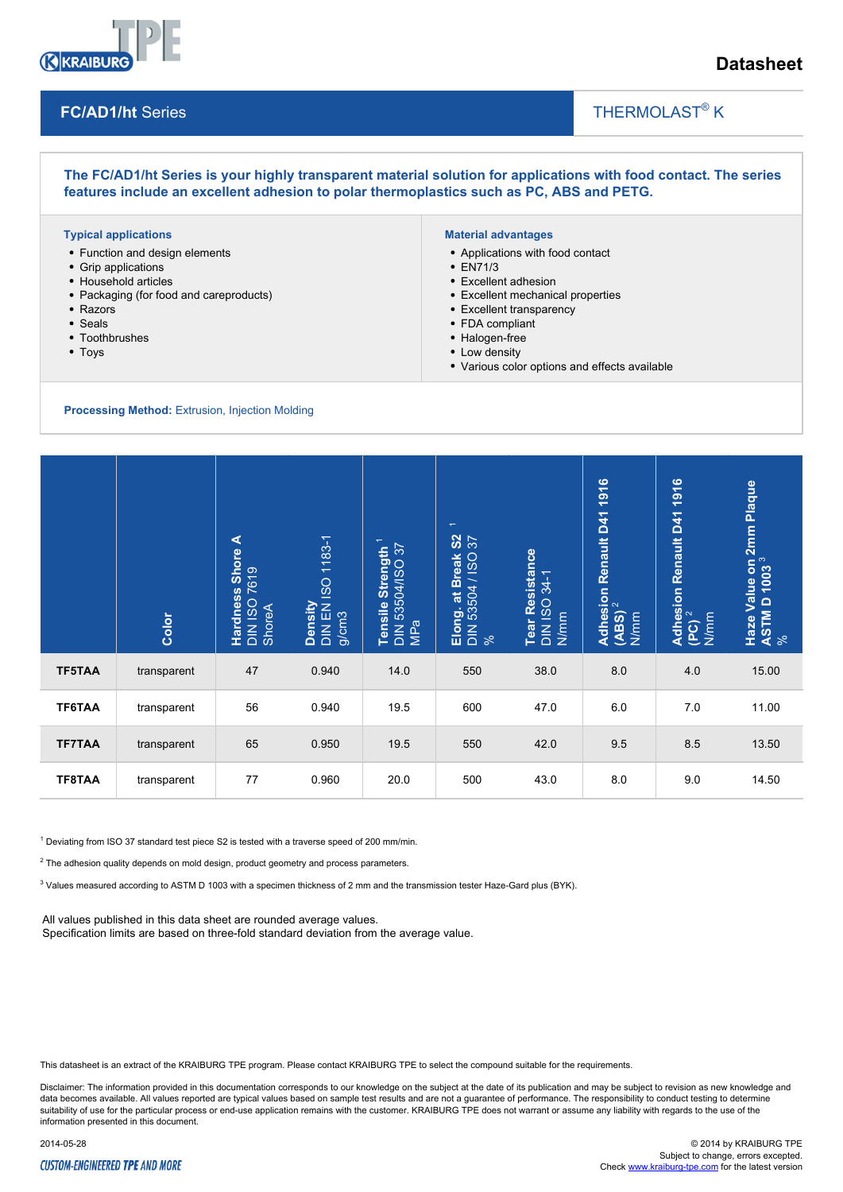Datasheet

# FC/AD1/ht Series

THERMOLAST® K

**The FC/AD1/ht Series is your highly transparent material solution for applications with food contact. The series features include an excellent adhesion to polar thermoplastics such as PC, ABS and PETG.**

### Typical applications

- Function and design elements
- Grip applications
- Household articles
- Packaging (for food and careproducts)
- Razors
- Seals
- Toothbrushes
- Toys

### Material advantages

- Applications with food contact
- EN71/3
- Excellent adhesion
- Excellent mechanical properties
- Excellent transparency
- FDA compliant
- Halogen-free
- Low density
- Various color options and effects available

**Processing Method:** Extrusion, Injection Molding

| | Color | Hardness Shore A DIN ISO 7619 ShoreA | Density DIN EN ISO 1183-1 g/cm3 | Tensile Strength [1] DIN 53504/ISO 37 MPa | Elong. at Break S2 [1] DIN 53504 / ISO 37 % | Tear Resistance DIN ISO 34-1 N/mm | Adhesion Renault D41 1916 (ABS) [2] N/mm | Adhesion Renault D41 1916 (PC) [2] N/mm | Haze Value on 2mm Plaque ASTM D 1003 [3] % |
|---|---|---|---|---|---|---|---|---|---|
| **TF5TAA** | transparent | 47 | 0.940 | 14.0 | 550 | 38.0 | 8.0 | 4.0 | 15.00 |
| **TF6TAA** | transparent | 56 | 0.940 | 19.5 | 600 | 47.0 | 6.0 | 7.0 | 11.00 |
| **TF7TAA** | transparent | 65 | 0.950 | 19.5 | 550 | 42.0 | 9.5 | 8.5 | 13.50 |
| **TF8TAA** | transparent | 77 | 0.960 | 20.0 | 500 | 43.0 | 8.0 | 9.0 | 14.50 |

[1] Deviating from ISO 37 standard test piece S2 is tested with a traverse speed of 200 mm/min.

[2] The adhesion quality depends on mold design, product geometry and process parameters.

[3] Values measured according to ASTM D 1003 with a specimen thickness of 2 mm and the transmission tester Haze-Gard plus (BYK).

All values published in this data sheet are rounded average values.
Specification limits are based on three-fold standard deviation from the average value.

This datasheet is an extract of the KRAIBURG TPE program. Please contact KRAIBURG TPE to select the compound suitable for the requirements.

Disclaimer: The information provided in this documentation corresponds to our knowledge on the subject at the date of its publication and may be subject to revision as new knowledge and data becomes available. All values reported are typical values based on sample test results and are not a guarantee of performance. The responsibility to conduct testing to determine suitability of use for the particular process or end-use application remains with the customer. KRAIBURG TPE does not warrant or assume any liability with regards to the use of the information presented in this document.

2014-05-28

© 2014 by KRAIBURG TPE
Subject to change, errors excepted.
Check www.kraiburg-tpe.com for the latest version

CUSTOM-ENGINEERED TPE AND MORE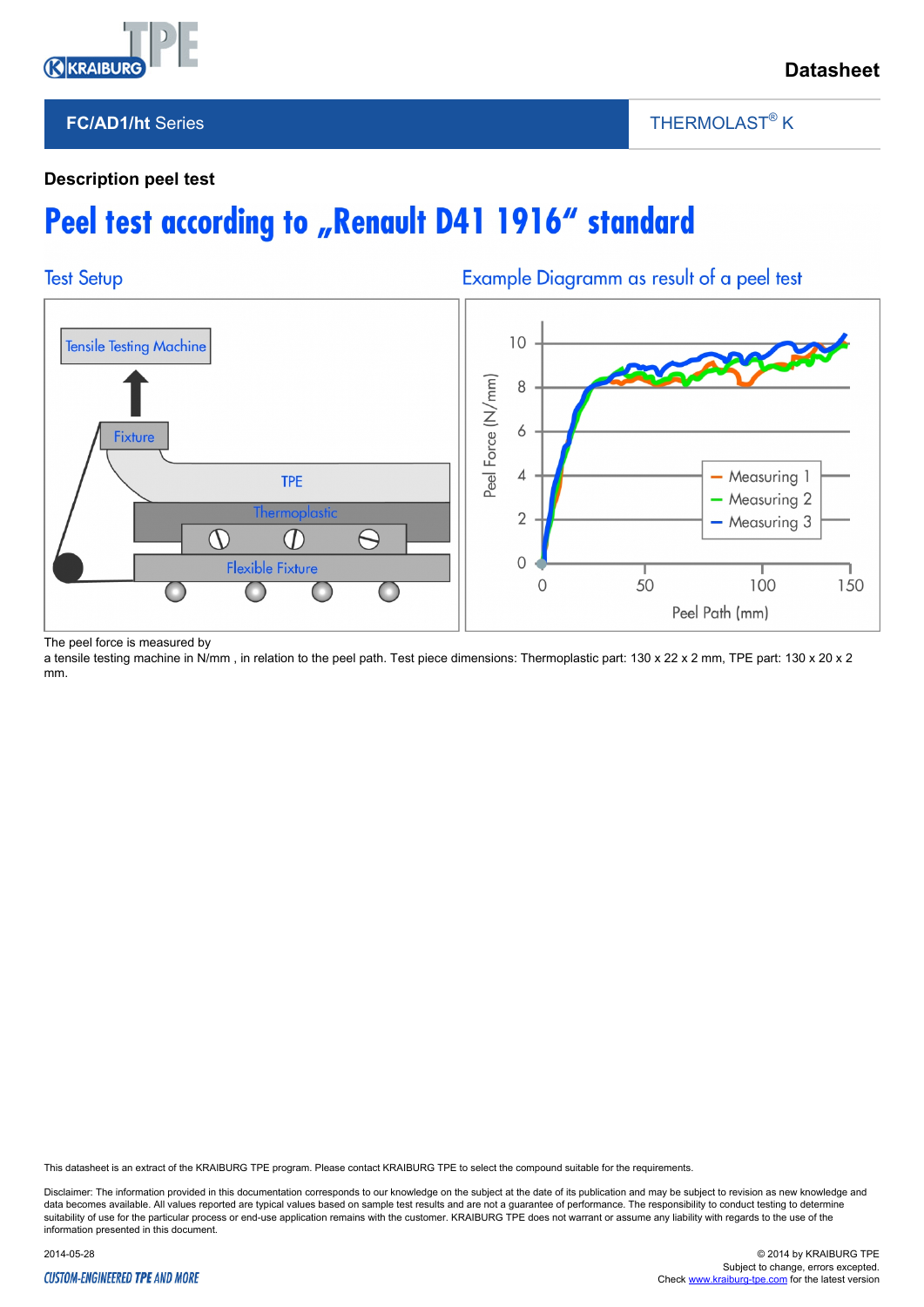**Datasheet**

**FC/AD1/ht** Series

THERMOLAST® K

**Description peel test**

# Peel test according to „Renault D41 1916“ standard

## Test Setup

Tensile Testing Machine

Fixture

TPE

Thermoplastic

Flexible Fixture

## Example Diagramm as result of a peel test

Peel Force (N/mm)

Peel Path (mm)

Measuring 1

Measuring 2

Measuring 3

The peel force is measured by
a tensile testing machine in N/mm , in relation to the peel path. Test piece dimensions: Thermoplastic part: 130 x 22 x 2 mm, TPE part: 130 x 20 x 2 mm.

This datasheet is an extract of the KRAIBURG TPE program. Please contact KRAIBURG TPE to select the compound suitable for the requirements.

Disclaimer: The information provided in this documentation corresponds to our knowledge on the subject at the date of its publication and may be subject to revision as new knowledge and data becomes available. All values reported are typical values based on sample test results and are not a guarantee of performance. The responsibility to conduct testing to determine suitability of use for the particular process or end-use application remains with the customer. KRAIBURG TPE does not warrant or assume any liability with regards to the use of the information presented in this document.

2014-05-28

© 2014 by KRAIBURG TPE
Subject to change, errors excepted.
Check www.kraiburg-tpe.com for the latest version

CUSTOM-ENGINEERED TPE AND MORE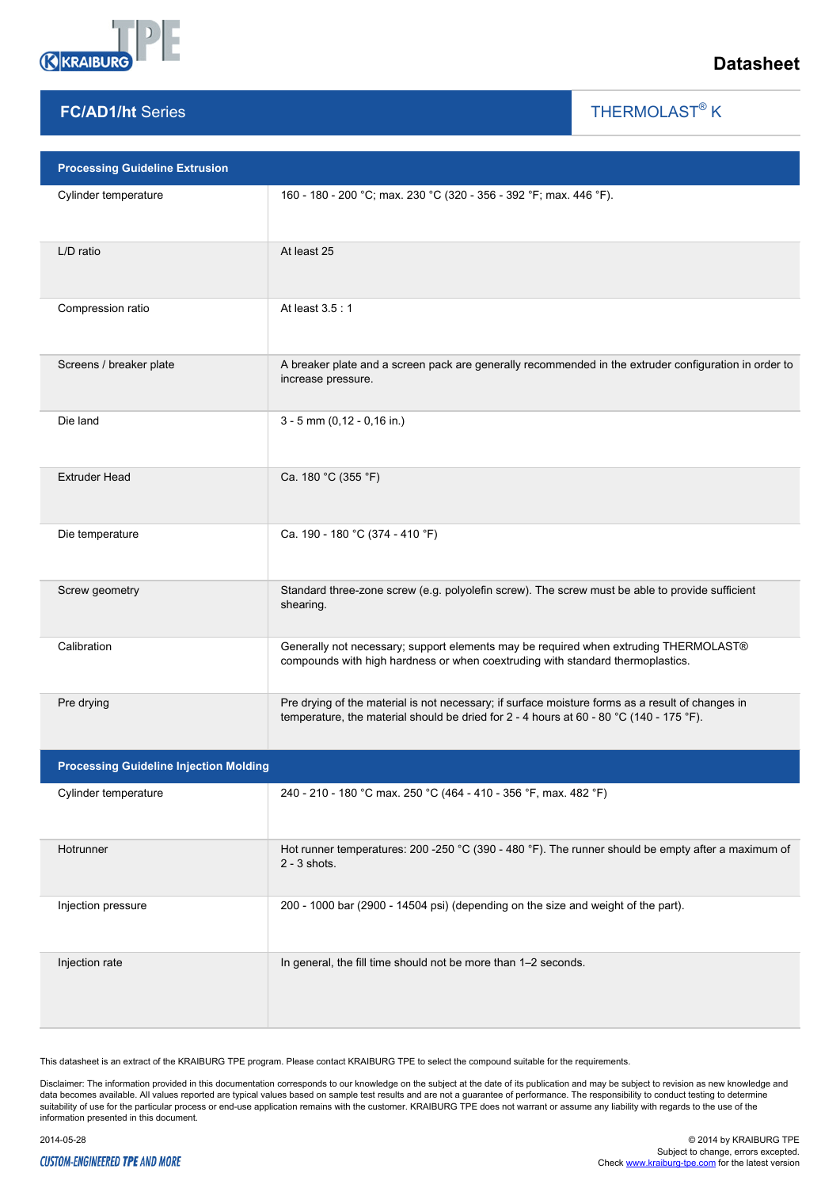**Datasheet**

## FC/AD1/ht Series

THERMOLAST® K

| Processing Guideline Extrusion | |
|---|---|
| Cylinder temperature | 160 - 180 - 200 °C; max. 230 °C (320 - 356 - 392 °F; max. 446 °F). |
| L/D ratio | At least 25 |
| Compression ratio | At least 3.5 : 1 |
| Screens / breaker plate | A breaker plate and a screen pack are generally recommended in the extruder configuration in order to increase pressure. |
| Die land | 3 - 5 mm (0,12 - 0,16 in.) |
| Extruder Head | Ca. 180 °C (355 °F) |
| Die temperature | Ca. 190 - 180 °C (374 - 410 °F) |
| Screw geometry | Standard three-zone screw (e.g. polyolefin screw). The screw must be able to provide sufficient shearing. |
| Calibration | Generally not necessary; support elements may be required when extruding THERMOLAST® compounds with high hardness or when coextruding with standard thermoplastics. |
| Pre drying | Pre drying of the material is not necessary; if surface moisture forms as a result of changes in temperature, the material should be dried for 2 - 4 hours at 60 - 80 °C (140 - 175 °F). |

| Processing Guideline Injection Molding | |
|---|---|
| Cylinder temperature | 240 - 210 - 180 °C max. 250 °C (464 - 410 - 356 °F, max. 482 °F) |
| Hotrunner | Hot runner temperatures: 200 -250 °C (390 - 480 °F). The runner should be empty after a maximum of 2 - 3 shots. |
| Injection pressure | 200 - 1000 bar (2900 - 14504 psi) (depending on the size and weight of the part). |
| Injection rate | In general, the fill time should not be more than 1–2 seconds. |

This datasheet is an extract of the KRAIBURG TPE program. Please contact KRAIBURG TPE to select the compound suitable for the requirements.

Disclaimer: The information provided in this documentation corresponds to our knowledge on the subject at the date of its publication and may be subject to revision as new knowledge and data becomes available. All values reported are typical values based on sample test results and are not a guarantee of performance. The responsibility to conduct testing to determine suitability of use for the particular process or end-use application remains with the customer. KRAIBURG TPE does not warrant or assume any liability with regards to the use of the information presented in this document.

2014-05-28

© 2014 by KRAIBURG TPE
Subject to change, errors excepted.
Check www.kraiburg-tpe.com for the latest version

CUSTOM-ENGINEERED TPE AND MORE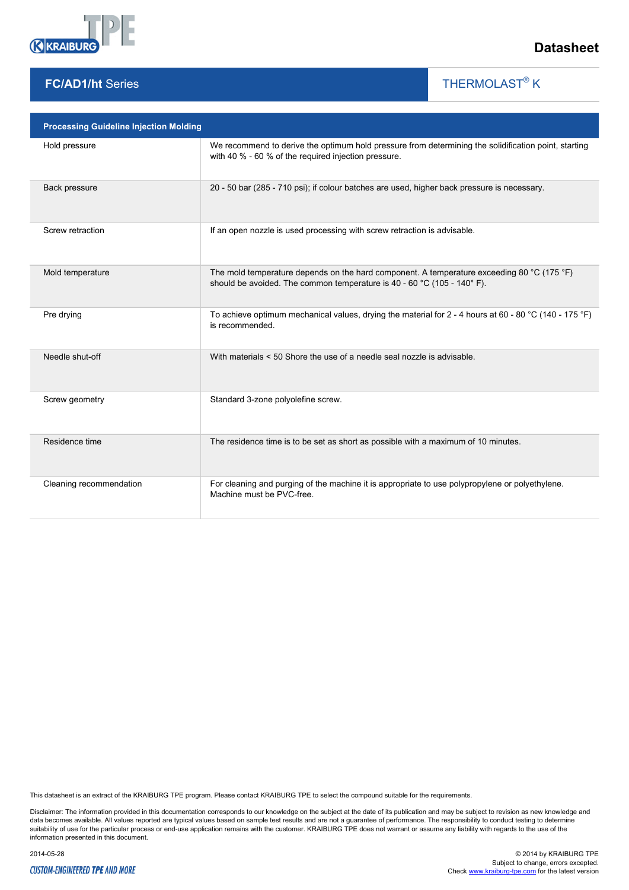# FC/AD1/ht Series

THERMOLAST® K

| Processing Guideline Injection Molding | |
|---|---|
| Hold pressure | We recommend to derive the optimum hold pressure from determining the solidification point, starting with 40 % - 60 % of the required injection pressure. |
| Back pressure | 20 - 50 bar (285 - 710 psi); if colour batches are used, higher back pressure is necessary. |
| Screw retraction | If an open nozzle is used processing with screw retraction is advisable. |
| Mold temperature | The mold temperature depends on the hard component. A temperature exceeding 80 °C (175 °F) should be avoided. The common temperature is 40 - 60 °C (105 - 140° F). |
| Pre drying | To achieve optimum mechanical values, drying the material for 2 - 4 hours at 60 - 80 °C (140 - 175 °F) is recommended. |
| Needle shut-off | With materials < 50 Shore the use of a needle seal nozzle is advisable. |
| Screw geometry | Standard 3-zone polyolefine screw. |
| Residence time | The residence time is to be set as short as possible with a maximum of 10 minutes. |
| Cleaning recommendation | For cleaning and purging of the machine it is appropriate to use polypropylene or polyethylene. Machine must be PVC-free. |

This datasheet is an extract of the KRAIBURG TPE program. Please contact KRAIBURG TPE to select the compound suitable for the requirements.

Disclaimer: The information provided in this documentation corresponds to our knowledge on the subject at the date of its publication and may be subject to revision as new knowledge and data becomes available. All values reported are typical values based on sample test results and are not a guarantee of performance. The responsibility to conduct testing to determine suitability of use for the particular process or end-use application remains with the customer. KRAIBURG TPE does not warrant or assume any liability with regards to the use of the information presented in this document.

2014-05-28

© 2014 by KRAIBURG TPE
Subject to change, errors excepted.
Check www.kraiburg-tpe.com for the latest version